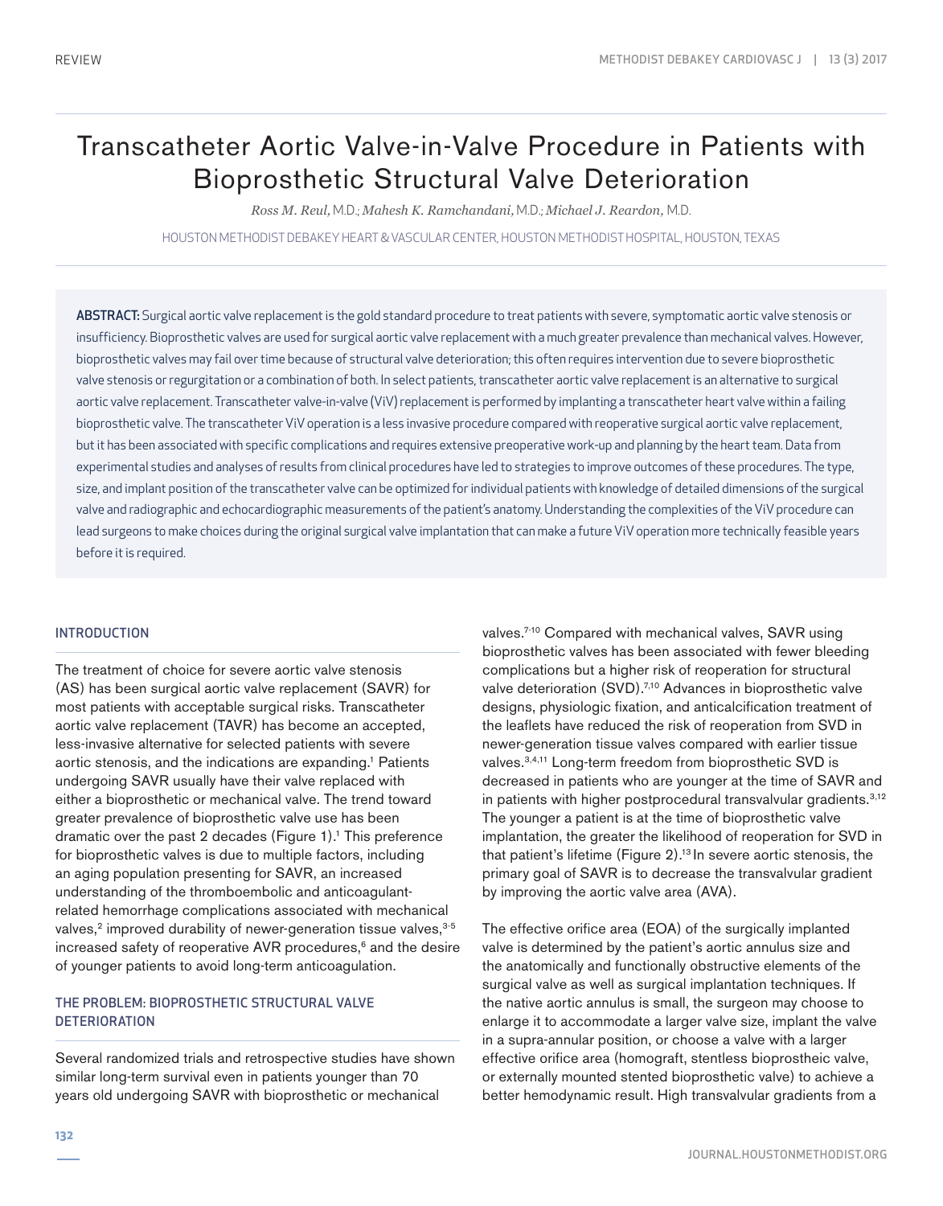REVIEW

# Transcatheter Aortic Valve-in-Valve Procedure in Patients with Bioprosthetic Structural Valve Deterioration

*Ross M. Reul,* M.D.; *Mahesh K. Ramchandani,* M.D.; *Michael J. Reardon,* M.D.

HOUSTON METHODIST DEBAKEY HEART & VASCULAR CENTER, HOUSTON METHODIST HOSPITAL, HOUSTON, TEXAS

**ABSTRACT:** Surgical aortic valve replacement is the gold standard procedure to treat patients with severe, symptomatic aortic valve stenosis or insufficiency. Bioprosthetic valves are used for surgical aortic valve replacement with a much greater prevalence than mechanical valves. However, bioprosthetic valves may fail over time because of structural valve deterioration; this often requires intervention due to severe bioprosthetic valve stenosis or regurgitation or a combination of both. In select patients, transcatheter aortic valve replacement is an alternative to surgical aortic valve replacement. Transcatheter valve-in-valve (ViV) replacement is performed by implanting a transcatheter heart valve within a failing bioprosthetic valve. The transcatheter ViV operation is a less invasive procedure compared with reoperative surgical aortic valve replacement, but it has been associated with specific complications and requires extensive preoperative work-up and planning by the heart team. Data from experimental studies and analyses of results from clinical procedures have led to strategies to improve outcomes of these procedures. The type, size, and implant position of the transcatheter valve can be optimized for individual patients with knowledge of detailed dimensions of the surgical valve and radiographic and echocardiographic measurements of the patient's anatomy. Understanding the complexities of the ViV procedure can lead surgeons to make choices during the original surgical valve implantation that can make a future ViV operation more technically feasible years before it is required.

## INTRODUCTION

The treatment of choice for severe aortic valve stenosis (AS) has been surgical aortic valve replacement (SAVR) for most patients with acceptable surgical risks. Transcatheter aortic valve replacement (TAVR) has become an accepted, less-invasive alternative for selected patients with severe aortic stenosis, and the indications are expanding.[1] Patients undergoing SAVR usually have their valve replaced with either a bioprosthetic or mechanical valve. The trend toward greater prevalence of bioprosthetic valve use has been dramatic over the past 2 decades (Figure 1).[1] This preference for bioprosthetic valves is due to multiple factors, including an aging population presenting for SAVR, an increased understanding of the thromboembolic and anticoagulant-related hemorrhage complications associated with mechanical valves,[2] improved durability of newer-generation tissue valves,[3-5] increased safety of reoperative AVR procedures,[6] and the desire of younger patients to avoid long-term anticoagulation.

## THE PROBLEM: BIOPROSTHETIC STRUCTURAL VALVE DETERIORATION

Several randomized trials and retrospective studies have shown similar long-term survival even in patients younger than 70 years old undergoing SAVR with bioprosthetic or mechanical valves.[7-10] Compared with mechanical valves, SAVR using bioprosthetic valves has been associated with fewer bleeding complications but a higher risk of reoperation for structural valve deterioration (SVD).[7,10] Advances in bioprosthetic valve designs, physiologic fixation, and anticalcification treatment of the leaflets have reduced the risk of reoperation from SVD in newer-generation tissue valves compared with earlier tissue valves.[3,4,11] Long-term freedom from bioprosthetic SVD is decreased in patients who are younger at the time of SAVR and in patients with higher postprocedural transvalvular gradients.[3,12] The younger a patient is at the time of bioprosthetic valve implantation, the greater the likelihood of reoperation for SVD in that patient's lifetime (Figure 2).[13] In severe aortic stenosis, the primary goal of SAVR is to decrease the transvalvular gradient by improving the aortic valve area (AVA).

The effective orifice area (EOA) of the surgically implanted valve is determined by the patient's aortic annulus size and the anatomically and functionally obstructive elements of the surgical valve as well as surgical implantation techniques. If the native aortic annulus is small, the surgeon may choose to enlarge it to accommodate a larger valve size, implant the valve in a supra-annular position, or choose a valve with a larger effective orifice area (homograft, stentless bioprostheic valve, or externally mounted stented bioprosthetic valve) to achieve a better hemodynamic result. High transvalvular gradients from a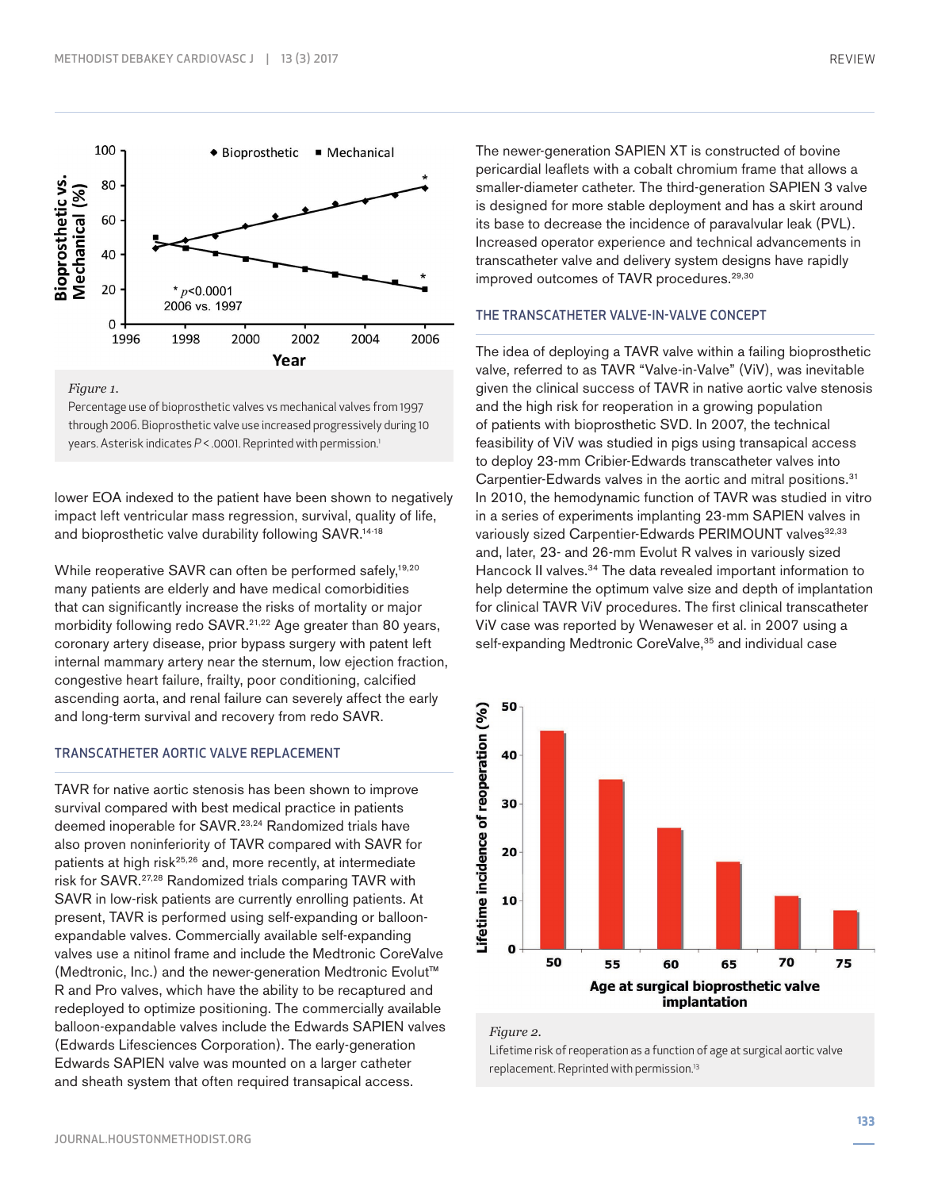*Figure 1.*
Percentage use of bioprosthetic valves vs mechanical valves from 1997 through 2006. Bioprosthetic valve use increased progressively during 10 years. Asterisk indicates $P < .0001$. Reprinted with permission.[1]

lower EOA indexed to the patient have been shown to negatively impact left ventricular mass regression, survival, quality of life, and bioprosthetic valve durability following SAVR.[14-18]

While reoperative SAVR can often be performed safely,[19,20] many patients are elderly and have medical comorbidities that can significantly increase the risks of mortality or major morbidity following redo SAVR.[21,22] Age greater than 80 years, coronary artery disease, prior bypass surgery with patent left internal mammary artery near the sternum, low ejection fraction, congestive heart failure, frailty, poor conditioning, calcified ascending aorta, and renal failure can severely affect the early and long-term survival and recovery from redo SAVR.

## TRANSCATHETER AORTIC VALVE REPLACEMENT

TAVR for native aortic stenosis has been shown to improve survival compared with best medical practice in patients deemed inoperable for SAVR.[23,24] Randomized trials have also proven noninferiority of TAVR compared with SAVR for patients at high risk[25,26] and, more recently, at intermediate risk for SAVR.[27,28] Randomized trials comparing TAVR with SAVR in low-risk patients are currently enrolling patients. At present, TAVR is performed using self-expanding or balloon-expandable valves. Commercially available self-expanding valves use a nitinol frame and include the Medtronic CoreValve (Medtronic, Inc.) and the newer-generation Medtronic Evolut™ R and Pro valves, which have the ability to be recaptured and redeployed to optimize positioning. The commercially available balloon-expandable valves include the Edwards SAPIEN valves (Edwards Lifesciences Corporation). The early-generation Edwards SAPIEN valve was mounted on a larger catheter and sheath system that often required transapical access.

The newer-generation SAPIEN XT is constructed of bovine pericardial leaflets with a cobalt chromium frame that allows a smaller-diameter catheter. The third-generation SAPIEN 3 valve is designed for more stable deployment and has a skirt around its base to decrease the incidence of paravalvular leak (PVL). Increased operator experience and technical advancements in transcatheter valve and delivery system designs have rapidly improved outcomes of TAVR procedures.[29,30]

## THE TRANSCATHETER VALVE-IN-VALVE CONCEPT

The idea of deploying a TAVR valve within a failing bioprosthetic valve, referred to as TAVR "Valve-in-Valve" (ViV), was inevitable given the clinical success of TAVR in native aortic valve stenosis and the high risk for reoperation in a growing population of patients with bioprosthetic SVD. In 2007, the technical feasibility of ViV was studied in pigs using transapical access to deploy 23-mm Cribier-Edwards transcatheter valves into Carpentier-Edwards valves in the aortic and mitral positions.[31] In 2010, the hemodynamic function of TAVR was studied in vitro in a series of experiments implanting 23-mm SAPIEN valves in variously sized Carpentier-Edwards PERIMOUNT valves[32,33] and, later, 23- and 26-mm Evolut R valves in variously sized Hancock II valves.[34] The data revealed important information to help determine the optimum valve size and depth of implantation for clinical TAVR ViV procedures. The first clinical transcatheter ViV case was reported by Wenaweser et al. in 2007 using a self-expanding Medtronic CoreValve,[35] and individual case

*Figure 2.*
Lifetime risk of reoperation as a function of age at surgical aortic valve replacement. Reprinted with permission.[13]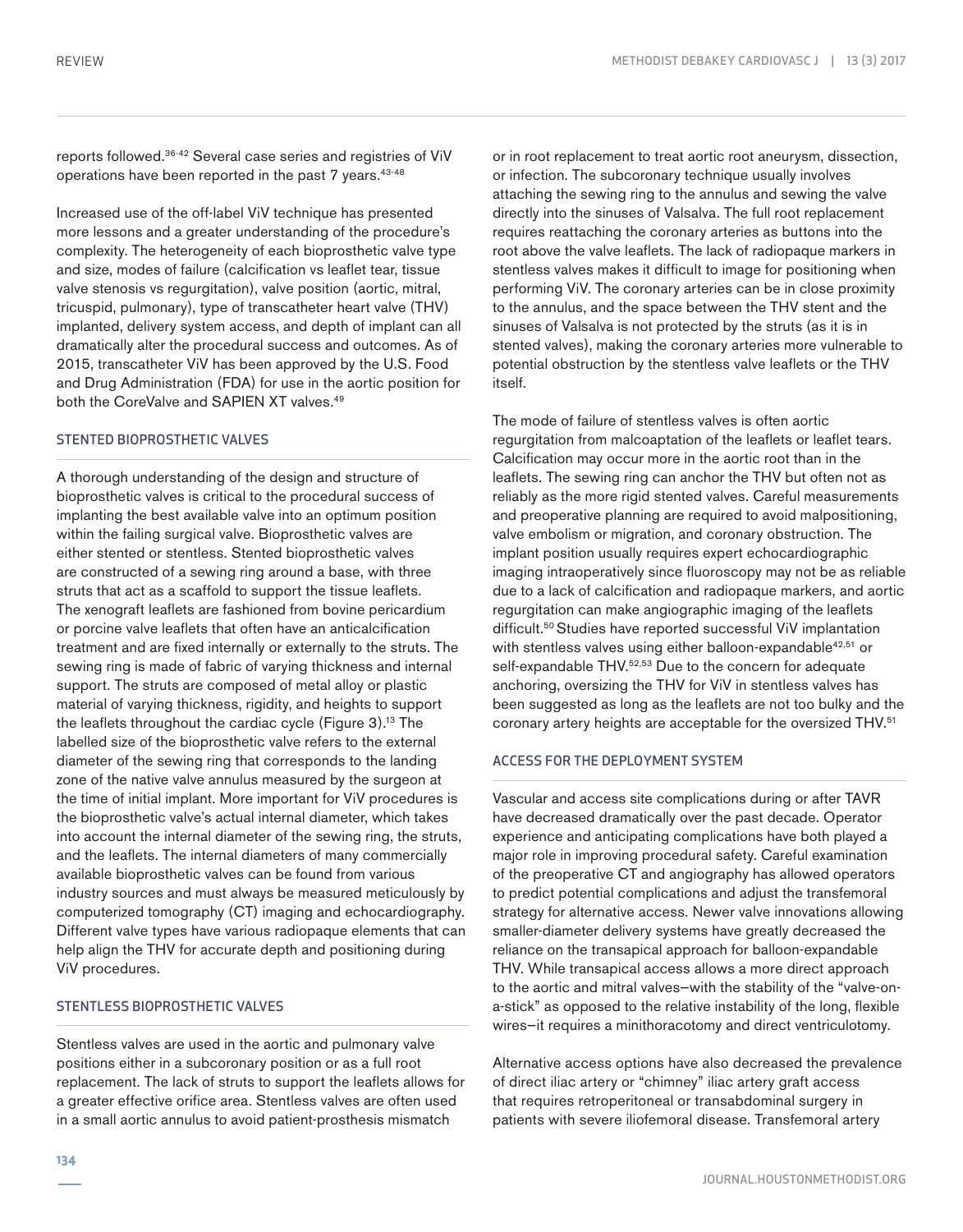reports followed.[36-42] Several case series and registries of ViV operations have been reported in the past 7 years.[43-48]

Increased use of the off-label ViV technique has presented more lessons and a greater understanding of the procedure's complexity. The heterogeneity of each bioprosthetic valve type and size, modes of failure (calcification vs leaflet tear, tissue valve stenosis vs regurgitation), valve position (aortic, mitral, tricuspid, pulmonary), type of transcatheter heart valve (THV) implanted, delivery system access, and depth of implant can all dramatically alter the procedural success and outcomes. As of 2015, transcatheter ViV has been approved by the U.S. Food and Drug Administration (FDA) for use in the aortic position for both the CoreValve and SAPIEN XT valves.[49]

## STENTED BIOPROSTHETIC VALVES

A thorough understanding of the design and structure of bioprosthetic valves is critical to the procedural success of implanting the best available valve into an optimum position within the failing surgical valve. Bioprosthetic valves are either stented or stentless. Stented bioprosthetic valves are constructed of a sewing ring around a base, with three struts that act as a scaffold to support the tissue leaflets. The xenograft leaflets are fashioned from bovine pericardium or porcine valve leaflets that often have an anticalcification treatment and are fixed internally or externally to the struts. The sewing ring is made of fabric of varying thickness and internal support. The struts are composed of metal alloy or plastic material of varying thickness, rigidity, and heights to support the leaflets throughout the cardiac cycle (Figure 3).[13] The labelled size of the bioprosthetic valve refers to the external diameter of the sewing ring that corresponds to the landing zone of the native valve annulus measured by the surgeon at the time of initial implant. More important for ViV procedures is the bioprosthetic valve's actual internal diameter, which takes into account the internal diameter of the sewing ring, the struts, and the leaflets. The internal diameters of many commercially available bioprosthetic valves can be found from various industry sources and must always be measured meticulously by computerized tomography (CT) imaging and echocardiography. Different valve types have various radiopaque elements that can help align the THV for accurate depth and positioning during ViV procedures.

## STENTLESS BIOPROSTHETIC VALVES

Stentless valves are used in the aortic and pulmonary valve positions either in a subcoronary position or as a full root replacement. The lack of struts to support the leaflets allows for a greater effective orifice area. Stentless valves are often used in a small aortic annulus to avoid patient-prosthesis mismatch or in root replacement to treat aortic root aneurysm, dissection, or infection. The subcoronary technique usually involves attaching the sewing ring to the annulus and sewing the valve directly into the sinuses of Valsalva. The full root replacement requires reattaching the coronary arteries as buttons into the root above the valve leaflets. The lack of radiopaque markers in stentless valves makes it difficult to image for positioning when performing ViV. The coronary arteries can be in close proximity to the annulus, and the space between the THV stent and the sinuses of Valsalva is not protected by the struts (as it is in stented valves), making the coronary arteries more vulnerable to potential obstruction by the stentless valve leaflets or the THV itself.

The mode of failure of stentless valves is often aortic regurgitation from malcoaptation of the leaflets or leaflet tears. Calcification may occur more in the aortic root than in the leaflets. The sewing ring can anchor the THV but often not as reliably as the more rigid stented valves. Careful measurements and preoperative planning are required to avoid malpositioning, valve embolism or migration, and coronary obstruction. The implant position usually requires expert echocardiographic imaging intraoperatively since fluoroscopy may not be as reliable due to a lack of calcification and radiopaque markers, and aortic regurgitation can make angiographic imaging of the leaflets difficult.[50] Studies have reported successful ViV implantation with stentless valves using either balloon-expandable[42,51] or self-expandable THV.[52,53] Due to the concern for adequate anchoring, oversizing the THV for ViV in stentless valves has been suggested as long as the leaflets are not too bulky and the coronary artery heights are acceptable for the oversized THV.[51]

## ACCESS FOR THE DEPLOYMENT SYSTEM

Vascular and access site complications during or after TAVR have decreased dramatically over the past decade. Operator experience and anticipating complications have both played a major role in improving procedural safety. Careful examination of the preoperative CT and angiography has allowed operators to predict potential complications and adjust the transfemoral strategy for alternative access. Newer valve innovations allowing smaller-diameter delivery systems have greatly decreased the reliance on the transapical approach for balloon-expandable THV. While transapical access allows a more direct approach to the aortic and mitral valves—with the stability of the "valve-on-a-stick" as opposed to the relative instability of the long, flexible wires—it requires a minithoracotomy and direct ventriculotomy.

Alternative access options have also decreased the prevalence of direct iliac artery or "chimney" iliac artery graft access that requires retroperitoneal or transabdominal surgery in patients with severe iliofemoral disease. Transfemoral artery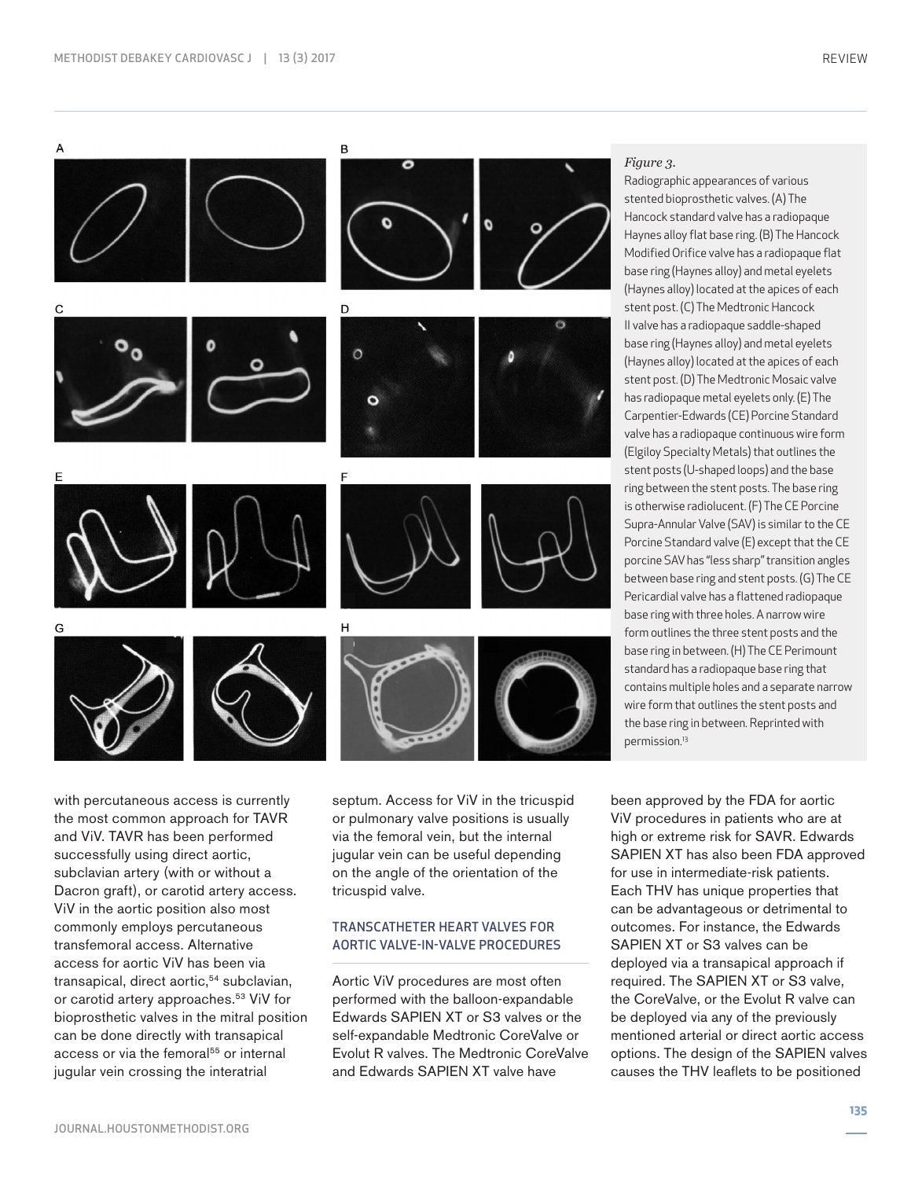*Figure 3.*
Radiographic appearances of various stented bioprosthetic valves. (A) The Hancock standard valve has a radiopaque Haynes alloy flat base ring. (B) The Hancock Modified Orifice valve has a radiopaque flat base ring (Haynes alloy) and metal eyelets (Haynes alloy) located at the apices of each stent post. (C) The Medtronic Hancock II valve has a radiopaque saddle-shaped base ring (Haynes alloy) and metal eyelets (Haynes alloy) located at the apices of each stent post. (D) The Medtronic Mosaic valve has radiopaque metal eyelets only. (E) The Carpentier-Edwards (CE) Porcine Standard valve has a radiopaque continuous wire form (Elgiloy Specialty Metals) that outlines the stent posts (U-shaped loops) and the base ring between the stent posts. The base ring is otherwise radiolucent. (F) The CE Porcine Supra-Annular Valve (SAV) is similar to the CE Porcine Standard valve (E) except that the CE porcine SAV has "less sharp" transition angles between base ring and stent posts. (G) The CE Pericardial valve has a flattened radiopaque base ring with three holes. A narrow wire form outlines the three stent posts and the base ring in between. (H) The CE Perimount standard has a radiopaque base ring that contains multiple holes and a separate narrow wire form that outlines the stent posts and the base ring in between. Reprinted with permission.[13]

with percutaneous access is currently the most common approach for TAVR and ViV. TAVR has been performed successfully using direct aortic, subclavian artery (with or without a Dacron graft), or carotid artery access. ViV in the aortic position also most commonly employs percutaneous transfemoral access. Alternative access for aortic ViV has been via transapical, direct aortic,[54] subclavian, or carotid artery approaches.[53] ViV for bioprosthetic valves in the mitral position can be done directly with transapical access or via the femoral[55] or internal jugular vein crossing the interatrial septum. Access for ViV in the tricuspid or pulmonary valve positions is usually via the femoral vein, but the internal jugular vein can be useful depending on the angle of the orientation of the tricuspid valve.

## TRANSCATHETER HEART VALVES FOR AORTIC VALVE-IN-VALVE PROCEDURES

Aortic ViV procedures are most often performed with the balloon-expandable Edwards SAPIEN XT or S3 valves or the self-expandable Medtronic CoreValve or Evolut R valves. The Medtronic CoreValve and Edwards SAPIEN XT valve have been approved by the FDA for aortic ViV procedures in patients who are at high or extreme risk for SAVR. Edwards SAPIEN XT has also been FDA approved for use in intermediate-risk patients. Each THV has unique properties that can be advantageous or detrimental to outcomes. For instance, the Edwards SAPIEN XT or S3 valves can be deployed via a transapical approach if required. The SAPIEN XT or S3 valve, the CoreValve, or the Evolut R valve can be deployed via any of the previously mentioned arterial or direct aortic access options. The design of the SAPIEN valves causes the THV leaflets to be positioned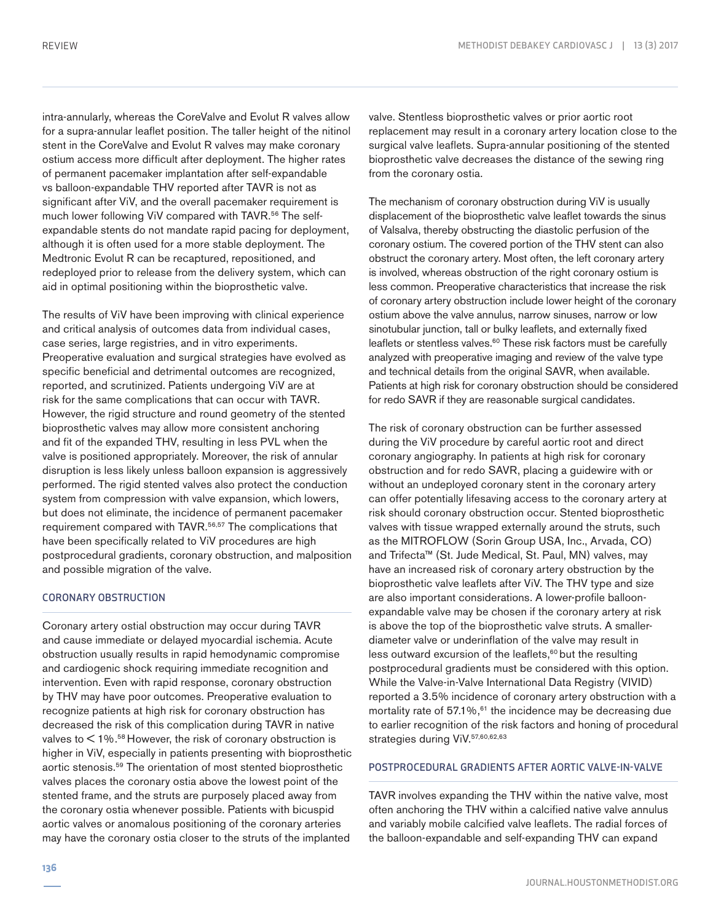intra-annularly, whereas the CoreValve and Evolut R valves allow for a supra-annular leaflet position. The taller height of the nitinol stent in the CoreValve and Evolut R valves may make coronary ostium access more difficult after deployment. The higher rates of permanent pacemaker implantation after self-expandable vs balloon-expandable THV reported after TAVR is not as significant after ViV, and the overall pacemaker requirement is much lower following ViV compared with TAVR.[56] The self-expandable stents do not mandate rapid pacing for deployment, although it is often used for a more stable deployment. The Medtronic Evolut R can be recaptured, repositioned, and redeployed prior to release from the delivery system, which can aid in optimal positioning within the bioprosthetic valve.

The results of ViV have been improving with clinical experience and critical analysis of outcomes data from individual cases, case series, large registries, and in vitro experiments. Preoperative evaluation and surgical strategies have evolved as specific beneficial and detrimental outcomes are recognized, reported, and scrutinized. Patients undergoing ViV are at risk for the same complications that can occur with TAVR. However, the rigid structure and round geometry of the stented bioprosthetic valves may allow more consistent anchoring and fit of the expanded THV, resulting in less PVL when the valve is positioned appropriately. Moreover, the risk of annular disruption is less likely unless balloon expansion is aggressively performed. The rigid stented valves also protect the conduction system from compression with valve expansion, which lowers, but does not eliminate, the incidence of permanent pacemaker requirement compared with TAVR.[56,57] The complications that have been specifically related to ViV procedures are high postprocedural gradients, coronary obstruction, and malposition and possible migration of the valve.

## CORONARY OBSTRUCTION

Coronary artery ostial obstruction may occur during TAVR and cause immediate or delayed myocardial ischemia. Acute obstruction usually results in rapid hemodynamic compromise and cardiogenic shock requiring immediate recognition and intervention. Even with rapid response, coronary obstruction by THV may have poor outcomes. Preoperative evaluation to recognize patients at high risk for coronary obstruction has decreased the risk of this complication during TAVR in native valves to < 1%.[58] However, the risk of coronary obstruction is higher in ViV, especially in patients presenting with bioprosthetic aortic stenosis.[59] The orientation of most stented bioprosthetic valves places the coronary ostia above the lowest point of the stented frame, and the struts are purposely placed away from the coronary ostia whenever possible. Patients with bicuspid aortic valves or anomalous positioning of the coronary arteries may have the coronary ostia closer to the struts of the implanted valve. Stentless bioprosthetic valves or prior aortic root replacement may result in a coronary artery location close to the surgical valve leaflets. Supra-annular positioning of the stented bioprosthetic valve decreases the distance of the sewing ring from the coronary ostia.

The mechanism of coronary obstruction during ViV is usually displacement of the bioprosthetic valve leaflet towards the sinus of Valsalva, thereby obstructing the diastolic perfusion of the coronary ostium. The covered portion of the THV stent can also obstruct the coronary artery. Most often, the left coronary artery is involved, whereas obstruction of the right coronary ostium is less common. Preoperative characteristics that increase the risk of coronary artery obstruction include lower height of the coronary ostium above the valve annulus, narrow sinuses, narrow or low sinotubular junction, tall or bulky leaflets, and externally fixed leaflets or stentless valves.[60] These risk factors must be carefully analyzed with preoperative imaging and review of the valve type and technical details from the original SAVR, when available. Patients at high risk for coronary obstruction should be considered for redo SAVR if they are reasonable surgical candidates.

The risk of coronary obstruction can be further assessed during the ViV procedure by careful aortic root and direct coronary angiography. In patients at high risk for coronary obstruction and for redo SAVR, placing a guidewire with or without an undeployed coronary stent in the coronary artery can offer potentially lifesaving access to the coronary artery at risk should coronary obstruction occur. Stented bioprosthetic valves with tissue wrapped externally around the struts, such as the MITROFLOW (Sorin Group USA, Inc., Arvada, CO) and Trifecta™ (St. Jude Medical, St. Paul, MN) valves, may have an increased risk of coronary artery obstruction by the bioprosthetic valve leaflets after ViV. The THV type and size are also important considerations. A lower-profile balloon-expandable valve may be chosen if the coronary artery at risk is above the top of the bioprosthetic valve struts. A smaller-diameter valve or underinflation of the valve may result in less outward excursion of the leaflets,[60] but the resulting postprocedural gradients must be considered with this option. While the Valve-in-Valve International Data Registry (VIVID) reported a 3.5% incidence of coronary artery obstruction with a mortality rate of 57.1%,[61] the incidence may be decreasing due to earlier recognition of the risk factors and honing of procedural strategies during ViV.[57,60,62,63]

## POSTPROCEDURAL GRADIENTS AFTER AORTIC VALVE-IN-VALVE

TAVR involves expanding the THV within the native valve, most often anchoring the THV within a calcified native valve annulus and variably mobile calcified valve leaflets. The radial forces of the balloon-expandable and self-expanding THV can expand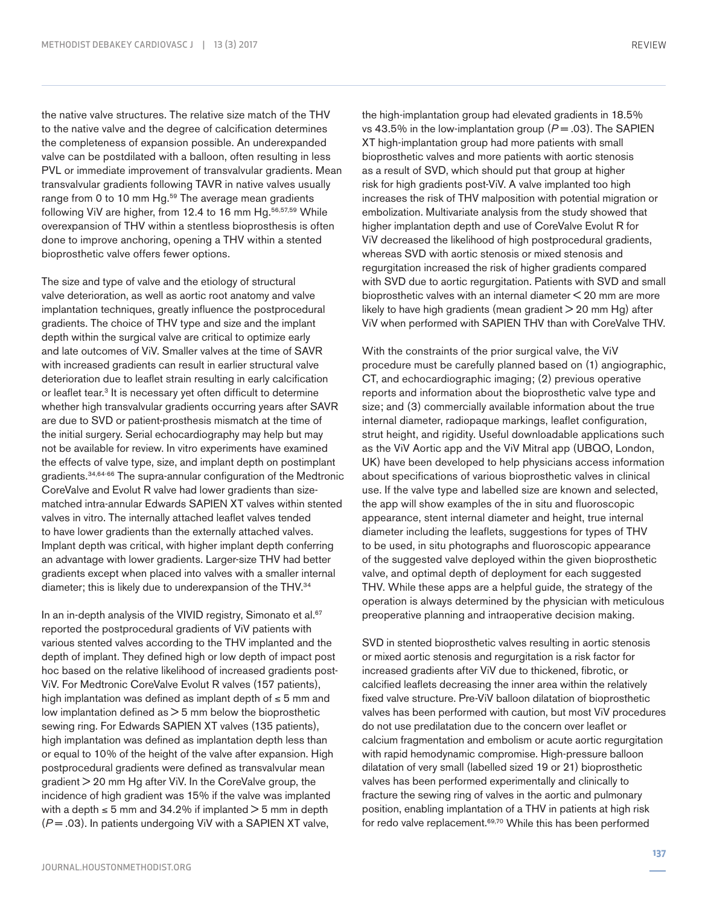the native valve structures. The relative size match of the THV to the native valve and the degree of calcification determines the completeness of expansion possible. An underexpanded valve can be postdilated with a balloon, often resulting in less PVL or immediate improvement of transvalvular gradients. Mean transvalvular gradients following TAVR in native valves usually range from 0 to 10 mm Hg.[59] The average mean gradients following ViV are higher, from 12.4 to 16 mm Hg.[56,57,59] While overexpansion of THV within a stentless bioprosthesis is often done to improve anchoring, opening a THV within a stented bioprosthetic valve offers fewer options.

The size and type of valve and the etiology of structural valve deterioration, as well as aortic root anatomy and valve implantation techniques, greatly influence the postprocedural gradients. The choice of THV type and size and the implant depth within the surgical valve are critical to optimize early and late outcomes of ViV. Smaller valves at the time of SAVR with increased gradients can result in earlier structural valve deterioration due to leaflet strain resulting in early calcification or leaflet tear.[3] It is necessary yet often difficult to determine whether high transvalvular gradients occurring years after SAVR are due to SVD or patient-prosthesis mismatch at the time of the initial surgery. Serial echocardiography may help but may not be available for review. In vitro experiments have examined the effects of valve type, size, and implant depth on postimplant gradients.[34,64-66] The supra-annular configuration of the Medtronic CoreValve and Evolut R valve had lower gradients than size-matched intra-annular Edwards SAPIEN XT valves within stented valves in vitro. The internally attached leaflet valves tended to have lower gradients than the externally attached valves. Implant depth was critical, with higher implant depth conferring an advantage with lower gradients. Larger-size THV had better gradients except when placed into valves with a smaller internal diameter; this is likely due to underexpansion of the THV.[34]

In an in-depth analysis of the VIVID registry, Simonato et al.[67] reported the postprocedural gradients of ViV patients with various stented valves according to the THV implanted and the depth of implant. They defined high or low depth of impact post hoc based on the relative likelihood of increased gradients post-ViV. For Medtronic CoreValve Evolut R valves (157 patients), high implantation was defined as implant depth of ≤ 5 mm and low implantation defined as > 5 mm below the bioprosthetic sewing ring. For Edwards SAPIEN XT valves (135 patients), high implantation was defined as implantation depth less than or equal to 10% of the height of the valve after expansion. High postprocedural gradients were defined as transvalvular mean gradient > 20 mm Hg after ViV. In the CoreValve group, the incidence of high gradient was 15% if the valve was implanted with a depth ≤ 5 mm and 34.2% if implanted > 5 mm in depth ($P = .03$). In patients undergoing ViV with a SAPIEN XT valve, the high-implantation group had elevated gradients in 18.5% vs 43.5% in the low-implantation group ($P = .03$). The SAPIEN XT high-implantation group had more patients with small bioprosthetic valves and more patients with aortic stenosis as a result of SVD, which should put that group at higher risk for high gradients post-ViV. A valve implanted too high increases the risk of THV malposition with potential migration or embolization. Multivariate analysis from the study showed that higher implantation depth and use of CoreValve Evolut R for ViV decreased the likelihood of high postprocedural gradients, whereas SVD with aortic stenosis or mixed stenosis and regurgitation increased the risk of higher gradients compared with SVD due to aortic regurgitation. Patients with SVD and small bioprosthetic valves with an internal diameter < 20 mm are more likely to have high gradients (mean gradient > 20 mm Hg) after ViV when performed with SAPIEN THV than with CoreValve THV.

With the constraints of the prior surgical valve, the ViV procedure must be carefully planned based on (1) angiographic, CT, and echocardiographic imaging; (2) previous operative reports and information about the bioprosthetic valve type and size; and (3) commercially available information about the true internal diameter, radiopaque markings, leaflet configuration, strut height, and rigidity. Useful downloadable applications such as the ViV Aortic app and the ViV Mitral app (UBQO, London, UK) have been developed to help physicians access information about specifications of various bioprosthetic valves in clinical use. If the valve type and labelled size are known and selected, the app will show examples of the in situ and fluoroscopic appearance, stent internal diameter and height, true internal diameter including the leaflets, suggestions for types of THV to be used, in situ photographs and fluoroscopic appearance of the suggested valve deployed within the given bioprosthetic valve, and optimal depth of deployment for each suggested THV. While these apps are a helpful guide, the strategy of the operation is always determined by the physician with meticulous preoperative planning and intraoperative decision making.

SVD in stented bioprosthetic valves resulting in aortic stenosis or mixed aortic stenosis and regurgitation is a risk factor for increased gradients after ViV due to thickened, fibrotic, or calcified leaflets decreasing the inner area within the relatively fixed valve structure. Pre-ViV balloon dilatation of bioprosthetic valves has been performed with caution, but most ViV procedures do not use predilatation due to the concern over leaflet or calcium fragmentation and embolism or acute aortic regurgitation with rapid hemodynamic compromise. High-pressure balloon dilatation of very small (labelled sized 19 or 21) bioprosthetic valves has been performed experimentally and clinically to fracture the sewing ring of valves in the aortic and pulmonary position, enabling implantation of a THV in patients at high risk for redo valve replacement.[69,70] While this has been performed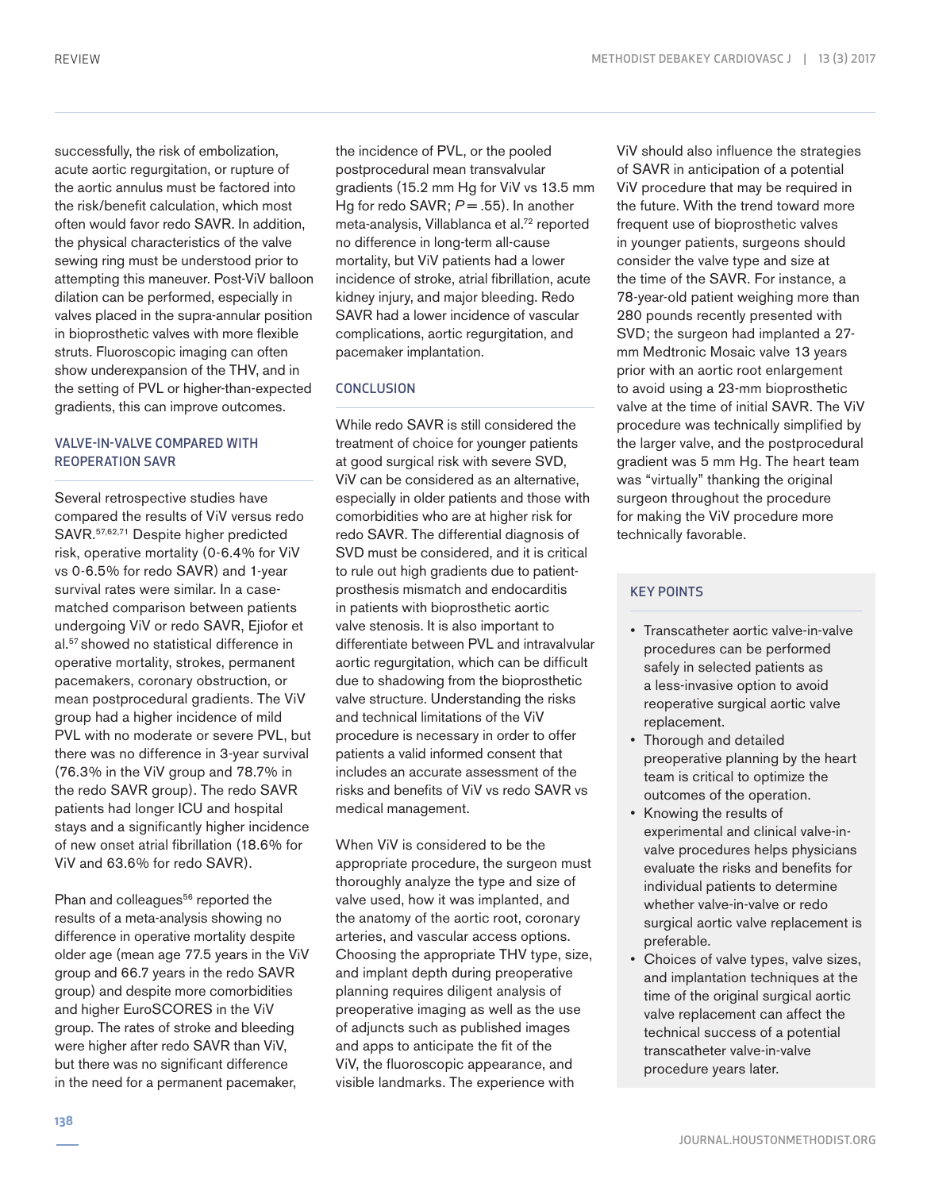successfully, the risk of embolization, acute aortic regurgitation, or rupture of the aortic annulus must be factored into the risk/benefit calculation, which most often would favor redo SAVR. In addition, the physical characteristics of the valve sewing ring must be understood prior to attempting this maneuver. Post-ViV balloon dilation can be performed, especially in valves placed in the supra-annular position in bioprosthetic valves with more flexible struts. Fluoroscopic imaging can often show underexpansion of the THV, and in the setting of PVL or higher-than-expected gradients, this can improve outcomes.

## VALVE-IN-VALVE COMPARED WITH REOPERATION SAVR

Several retrospective studies have compared the results of ViV versus redo SAVR.[57,62,71] Despite higher predicted risk, operative mortality (0-6.4% for ViV vs 0-6.5% for redo SAVR) and 1-year survival rates were similar. In a case-matched comparison between patients undergoing ViV or redo SAVR, Ejiofor et al.[57] showed no statistical difference in operative mortality, strokes, permanent pacemakers, coronary obstruction, or mean postprocedural gradients. The ViV group had a higher incidence of mild PVL with no moderate or severe PVL, but there was no difference in 3-year survival (76.3% in the ViV group and 78.7% in the redo SAVR group). The redo SAVR patients had longer ICU and hospital stays and a significantly higher incidence of new onset atrial fibrillation (18.6% for ViV and 63.6% for redo SAVR).

Phan and colleagues[56] reported the results of a meta-analysis showing no difference in operative mortality despite older age (mean age 77.5 years in the ViV group and 66.7 years in the redo SAVR group) and despite more comorbidities and higher EuroSCORES in the ViV group. The rates of stroke and bleeding were higher after redo SAVR than ViV, but there was no significant difference in the need for a permanent pacemaker, the incidence of PVL, or the pooled postprocedural mean transvalvular gradients (15.2 mm Hg for ViV vs 13.5 mm Hg for redo SAVR; $P = .55$). In another meta-analysis, Villablanca et al.[72] reported no difference in long-term all-cause mortality, but ViV patients had a lower incidence of stroke, atrial fibrillation, acute kidney injury, and major bleeding. Redo SAVR had a lower incidence of vascular complications, aortic regurgitation, and pacemaker implantation.

## CONCLUSION

While redo SAVR is still considered the treatment of choice for younger patients at good surgical risk with severe SVD, ViV can be considered as an alternative, especially in older patients and those with comorbidities who are at higher risk for redo SAVR. The differential diagnosis of SVD must be considered, and it is critical to rule out high gradients due to patient-prosthesis mismatch and endocarditis in patients with bioprosthetic aortic valve stenosis. It is also important to differentiate between PVL and intravalvular aortic regurgitation, which can be difficult due to shadowing from the bioprosthetic valve structure. Understanding the risks and technical limitations of the ViV procedure is necessary in order to offer patients a valid informed consent that includes an accurate assessment of the risks and benefits of ViV vs redo SAVR vs medical management.

When ViV is considered to be the appropriate procedure, the surgeon must thoroughly analyze the type and size of valve used, how it was implanted, and the anatomy of the aortic root, coronary arteries, and vascular access options. Choosing the appropriate THV type, size, and implant depth during preoperative planning requires diligent analysis of preoperative imaging as well as the use of adjuncts such as published images and apps to anticipate the fit of the ViV, the fluoroscopic appearance, and visible landmarks. The experience with ViV should also influence the strategies of SAVR in anticipation of a potential ViV procedure that may be required in the future. With the trend toward more frequent use of bioprosthetic valves in younger patients, surgeons should consider the valve type and size at the time of the SAVR. For instance, a 78-year-old patient weighing more than 280 pounds recently presented with SVD; the surgeon had implanted a 27-mm Medtronic Mosaic valve 13 years prior with an aortic root enlargement to avoid using a 23-mm bioprosthetic valve at the time of initial SAVR. The ViV procedure was technically simplified by the larger valve, and the postprocedural gradient was 5 mm Hg. The heart team was "virtually" thanking the original surgeon throughout the procedure for making the ViV procedure more technically favorable.

## KEY POINTS

- Transcatheter aortic valve-in-valve procedures can be performed safely in selected patients as a less-invasive option to avoid reoperative surgical aortic valve replacement.
- Thorough and detailed preoperative planning by the heart team is critical to optimize the outcomes of the operation.
- Knowing the results of experimental and clinical valve-in-valve procedures helps physicians evaluate the risks and benefits for individual patients to determine whether valve-in-valve or redo surgical aortic valve replacement is preferable.
- Choices of valve types, valve sizes, and implantation techniques at the time of the original surgical aortic valve replacement can affect the technical success of a potential transcatheter valve-in-valve procedure years later.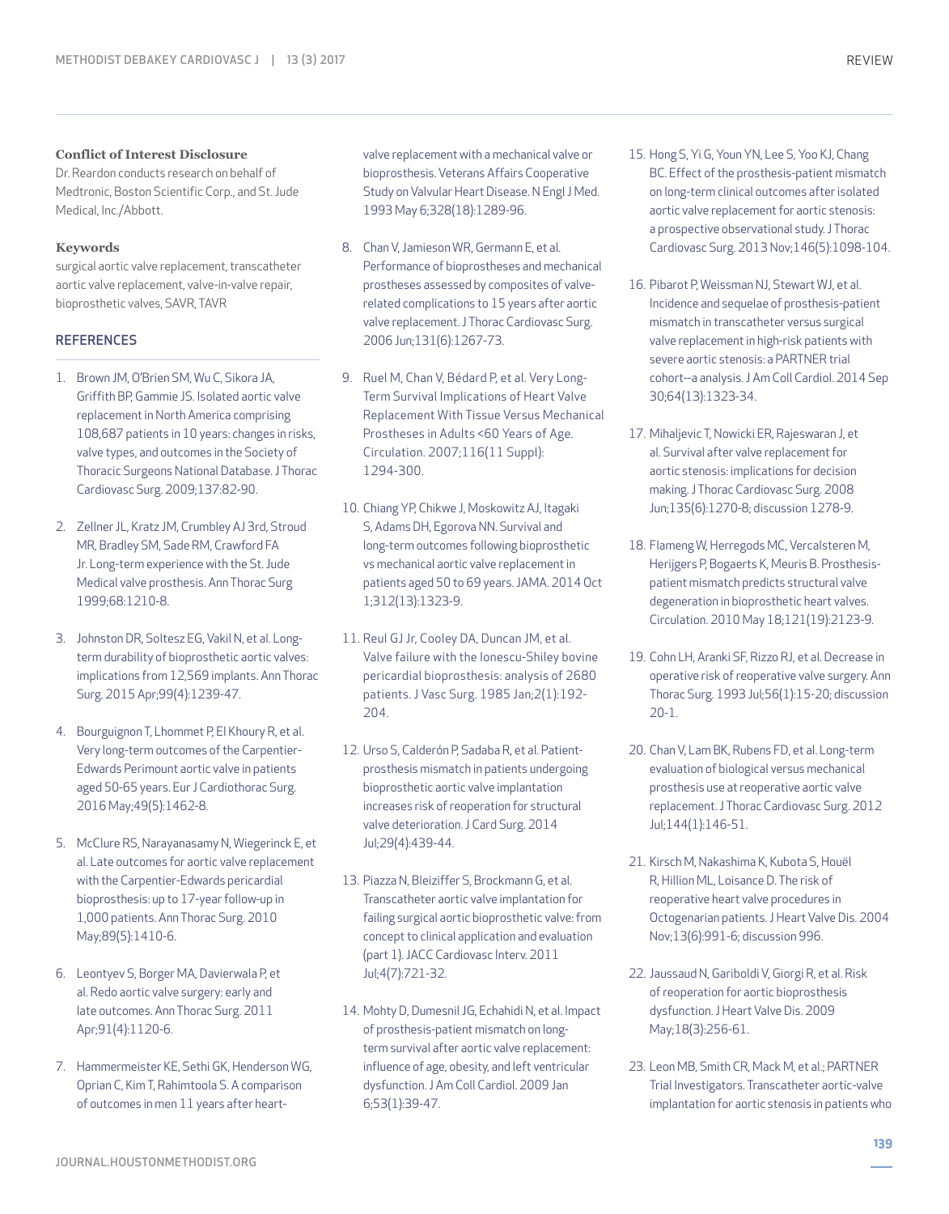**Conflict of Interest Disclosure**

Dr. Reardon conducts research on behalf of Medtronic, Boston Scientific Corp., and St. Jude Medical, Inc./Abbott.

**Keywords**

surgical aortic valve replacement, transcatheter aortic valve replacement, valve-in-valve repair, bioprosthetic valves, SAVR, TAVR

## REFERENCES

1. Brown JM, O'Brien SM, Wu C, Sikora JA, Griffith BP, Gammie JS. Isolated aortic valve replacement in North America comprising 108,687 patients in 10 years: changes in risks, valve types, and outcomes in the Society of Thoracic Surgeons National Database. J Thorac Cardiovasc Surg. 2009;137:82-90.
2. Zellner JL, Kratz JM, Crumbley AJ 3rd, Stroud MR, Bradley SM, Sade RM, Crawford FA Jr. Long-term experience with the St. Jude Medical valve prosthesis. Ann Thorac Surg 1999;68:1210-8.
3. Johnston DR, Soltesz EG, Vakil N, et al. Long-term durability of bioprosthetic aortic valves: implications from 12,569 implants. Ann Thorac Surg. 2015 Apr;99(4):1239-47.
4. Bourguignon T, Lhommet P, El Khoury R, et al. Very long-term outcomes of the Carpentier-Edwards Perimount aortic valve in patients aged 50-65 years. Eur J Cardiothorac Surg. 2016 May;49(5):1462-8.
5. McClure RS, Narayanasamy N, Wiegerinck E, et al. Late outcomes for aortic valve replacement with the Carpentier-Edwards pericardial bioprosthesis: up to 17-year follow-up in 1,000 patients. Ann Thorac Surg. 2010 May;89(5):1410-6.
6. Leontyev S, Borger MA, Davierwala P, et al. Redo aortic valve surgery: early and late outcomes. Ann Thorac Surg. 2011 Apr;91(4):1120-6.
7. Hammermeister KE, Sethi GK, Henderson WG, Oprian C, Kim T, Rahimtoola S. A comparison of outcomes in men 11 years after heart-valve replacement with a mechanical valve or bioprosthesis. Veterans Affairs Cooperative Study on Valvular Heart Disease. N Engl J Med. 1993 May 6;328(18):1289-96.
8. Chan V, Jamieson WR, Germann E, et al. Performance of bioprostheses and mechanical prostheses assessed by composites of valve-related complications to 15 years after aortic valve replacement. J Thorac Cardiovasc Surg. 2006 Jun;131(6):1267-73.
9. Ruel M, Chan V, Bédard P, et al. Very Long-Term Survival Implications of Heart Valve Replacement With Tissue Versus Mechanical Prostheses in Adults <60 Years of Age. Circulation. 2007;116(11 Suppl):1294-300.
10. Chiang YP, Chikwe J, Moskowitz AJ, Itagaki S, Adams DH, Egorova NN. Survival and long-term outcomes following bioprosthetic vs mechanical aortic valve replacement in patients aged 50 to 69 years. JAMA. 2014 Oct 1;312(13):1323-9.
11. Reul GJ Jr, Cooley DA, Duncan JM, et al. Valve failure with the Ionescu-Shiley bovine pericardial bioprosthesis: analysis of 2680 patients. J Vasc Surg. 1985 Jan;2(1):192-204.
12. Urso S, Calderón P, Sadaba R, et al. Patient-prosthesis mismatch in patients undergoing bioprosthetic aortic valve implantation increases risk of reoperation for structural valve deterioration. J Card Surg. 2014 Jul;29(4):439-44.
13. Piazza N, Bleiziffer S, Brockmann G, et al. Transcatheter aortic valve implantation for failing surgical aortic bioprosthetic valve: from concept to clinical application and evaluation (part 1). JACC Cardiovasc Interv. 2011 Jul;4(7):721-32.
14. Mohty D, Dumesnil JG, Echahidi N, et al. Impact of prosthesis-patient mismatch on long-term survival after aortic valve replacement: influence of age, obesity, and left ventricular dysfunction. J Am Coll Cardiol. 2009 Jan 6;53(1):39-47.
15. Hong S, Yi G, Youn YN, Lee S, Yoo KJ, Chang BC. Effect of the prosthesis-patient mismatch on long-term clinical outcomes after isolated aortic valve replacement for aortic stenosis: a prospective observational study. J Thorac Cardiovasc Surg. 2013 Nov;146(5):1098-104.
16. Pibarot P, Weissman NJ, Stewart WJ, et al. Incidence and sequelae of prosthesis-patient mismatch in transcatheter versus surgical valve replacement in high-risk patients with severe aortic stenosis: a PARTNER trial cohort--a analysis. J Am Coll Cardiol. 2014 Sep 30;64(13):1323-34.
17. Mihaljevic T, Nowicki ER, Rajeswaran J, et al. Survival after valve replacement for aortic stenosis: implications for decision making. J Thorac Cardiovasc Surg. 2008 Jun;135(6):1270-8; discussion 1278-9.
18. Flameng W, Herregods MC, Vercalsteren M, Herijgers P, Bogaerts K, Meuris B. Prosthesis-patient mismatch predicts structural valve degeneration in bioprosthetic heart valves. Circulation. 2010 May 18;121(19):2123-9.
19. Cohn LH, Aranki SF, Rizzo RJ, et al. Decrease in operative risk of reoperative valve surgery. Ann Thorac Surg. 1993 Jul;56(1):15-20; discussion 20-1.
20. Chan V, Lam BK, Rubens FD, et al. Long-term evaluation of biological versus mechanical prosthesis use at reoperative aortic valve replacement. J Thorac Cardiovasc Surg. 2012 Jul;144(1):146-51.
21. Kirsch M, Nakashima K, Kubota S, Houël R, Hillion ML, Loisance D. The risk of reoperative heart valve procedures in Octogenarian patients. J Heart Valve Dis. 2004 Nov;13(6):991-6; discussion 996.
22. Jaussaud N, Gariboldi V, Giorgi R, et al. Risk of reoperation for aortic bioprosthesis dysfunction. J Heart Valve Dis. 2009 May;18(3):256-61.
23. Leon MB, Smith CR, Mack M, et al.; PARTNER Trial Investigators. Transcatheter aortic-valve implantation for aortic stenosis in patients who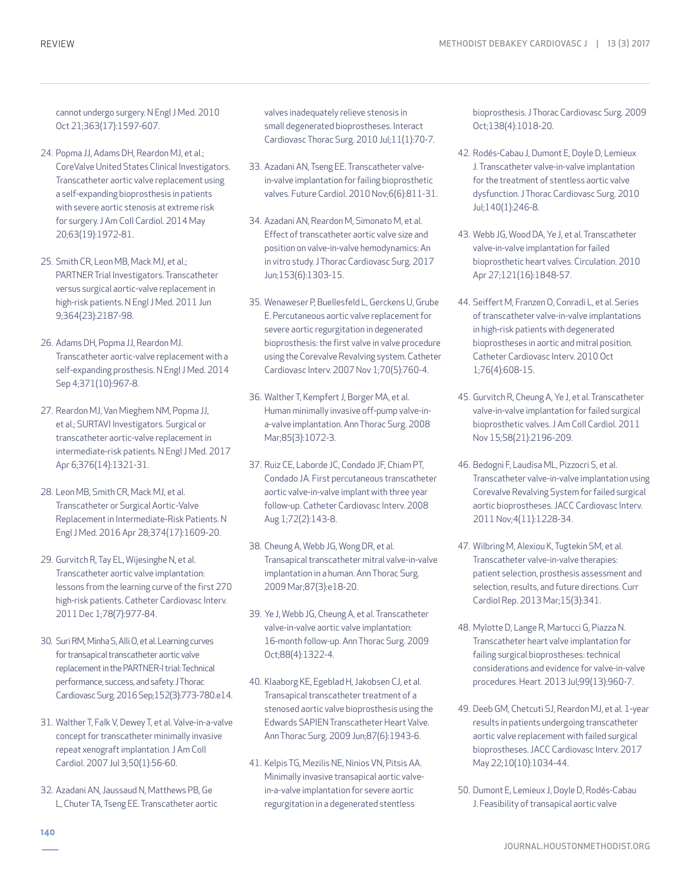cannot undergo surgery. N Engl J Med. 2010 Oct 21;363(17):1597-607.

24. Popma JJ, Adams DH, Reardon MJ, et al.; CoreValve United States Clinical Investigators. Transcatheter aortic valve replacement using a self-expanding bioprosthesis in patients with severe aortic stenosis at extreme risk for surgery. J Am Coll Cardiol. 2014 May 20;63(19):1972-81.

25. Smith CR, Leon MB, Mack MJ, et al.; PARTNER Trial Investigators. Transcatheter versus surgical aortic-valve replacement in high-risk patients. N Engl J Med. 2011 Jun 9;364(23):2187-98.

26. Adams DH, Popma JJ, Reardon MJ. Transcatheter aortic-valve replacement with a self-expanding prosthesis. N Engl J Med. 2014 Sep 4;371(10):967-8.

27. Reardon MJ, Van Mieghem NM, Popma JJ, et al.; SURTAVI Investigators. Surgical or transcatheter aortic-valve replacement in intermediate-risk patients. N Engl J Med. 2017 Apr 6;376(14):1321-31.

28. Leon MB, Smith CR, Mack MJ, et al. Transcatheter or Surgical Aortic-Valve Replacement in Intermediate-Risk Patients. N Engl J Med. 2016 Apr 28;374(17):1609-20.

29. Gurvitch R, Tay EL, Wijesinghe N, et al. Transcatheter aortic valve implantation: lessons from the learning curve of the first 270 high-risk patients. Catheter Cardiovasc Interv. 2011 Dec 1;78(7):977-84.

30. Suri RM, Minha S, Alli O, et al. Learning curves for transapical transcatheter aortic valve replacement in the PARTNER-I trial: Technical performance, success, and safety. J Thorac Cardiovasc Surg. 2016 Sep;152(3):773-780.e14.

31. Walther T, Falk V, Dewey T, et al. Valve-in-a-valve concept for transcatheter minimally invasive repeat xenograft implantation. J Am Coll Cardiol. 2007 Jul 3;50(1):56-60.

32. Azadani AN, Jaussaud N, Matthews PB, Ge L, Chuter TA, Tseng EE. Transcatheter aortic valves inadequately relieve stenosis in small degenerated bioprostheses. Interact Cardiovasc Thorac Surg. 2010 Jul;11(1):70-7.

33. Azadani AN, Tseng EE. Transcatheter valve-in-valve implantation for failing bioprosthetic valves. Future Cardiol. 2010 Nov;6(6):811-31.

34. Azadani AN, Reardon M, Simonato M, et al. Effect of transcatheter aortic valve size and position on valve-in-valve hemodynamics: An in vitro study. J Thorac Cardiovasc Surg. 2017 Jun;153(6):1303-15.

35. Wenaweser P, Buellesfeld L, Gerckens U, Grube E. Percutaneous aortic valve replacement for severe aortic regurgitation in degenerated bioprosthesis: the first valve in valve procedure using the Corevalve Revalving system. Catheter Cardiovasc Interv. 2007 Nov 1;70(5):760-4.

36. Walther T, Kempfert J, Borger MA, et al. Human minimally invasive off-pump valve-in-a-valve implantation. Ann Thorac Surg. 2008 Mar;85(3):1072-3.

37. Ruiz CE, Laborde JC, Condado JF, Chiam PT, Condado JA. First percutaneous transcatheter aortic valve-in-valve implant with three year follow-up. Catheter Cardiovasc Interv. 2008 Aug 1;72(2):143-8.

38. Cheung A, Webb JG, Wong DR, et al. Transapical transcatheter mitral valve-in-valve implantation in a human. Ann Thorac Surg. 2009 Mar;87(3):e18-20.

39. Ye J, Webb JG, Cheung A, et al. Transcatheter valve-in-valve aortic valve implantation: 16-month follow-up. Ann Thorac Surg. 2009 Oct;88(4):1322-4.

40. Klaaborg KE, Egeblad H, Jakobsen CJ, et al. Transapical transcatheter treatment of a stenosed aortic valve bioprosthesis using the Edwards SAPIEN Transcatheter Heart Valve. Ann Thorac Surg. 2009 Jun;87(6):1943-6.

41. Kelpis TG, Mezilis NE, Ninios VN, Pitsis AA. Minimally invasive transapical aortic valve-in-a-valve implantation for severe aortic regurgitation in a degenerated stentless bioprosthesis. J Thorac Cardiovasc Surg. 2009 Oct;138(4):1018-20.

42. Rodés-Cabau J, Dumont E, Doyle D, Lemieux J. Transcatheter valve-in-valve implantation for the treatment of stentless aortic valve dysfunction. J Thorac Cardiovasc Surg. 2010 Jul;140(1):246-8.

43. Webb JG, Wood DA, Ye J, et al. Transcatheter valve-in-valve implantation for failed bioprosthetic heart valves. Circulation. 2010 Apr 27;121(16):1848-57.

44. Seiffert M, Franzen O, Conradi L, et al. Series of transcatheter valve-in-valve implantations in high-risk patients with degenerated bioprostheses in aortic and mitral position. Catheter Cardiovasc Interv. 2010 Oct 1;76(4):608-15.

45. Gurvitch R, Cheung A, Ye J, et al. Transcatheter valve-in-valve implantation for failed surgical bioprosthetic valves. J Am Coll Cardiol. 2011 Nov 15;58(21):2196-209.

46. Bedogni F, Laudisa ML, Pizzocri S, et al. Transcatheter valve-in-valve implantation using Corevalve Revalving System for failed surgical aortic bioprostheses. JACC Cardiovasc Interv. 2011 Nov;4(11):1228-34.

47. Wilbring M, Alexiou K, Tugtekin SM, et al. Transcatheter valve-in-valve therapies: patient selection, prosthesis assessment and selection, results, and future directions. Curr Cardiol Rep. 2013 Mar;15(3):341.

48. Mylotte D, Lange R, Martucci G, Piazza N. Transcatheter heart valve implantation for failing surgical bioprostheses: technical considerations and evidence for valve-in-valve procedures. Heart. 2013 Jul;99(13):960-7.

49. Deeb GM, Chetcuti SJ, Reardon MJ, et al. 1-year results in patients undergoing transcatheter aortic valve replacement with failed surgical bioprostheses. JACC Cardiovasc Interv. 2017 May 22;10(10):1034-44.

50. Dumont E, Lemieux J, Doyle D, Rodés-Cabau J. Feasibility of transapical aortic valve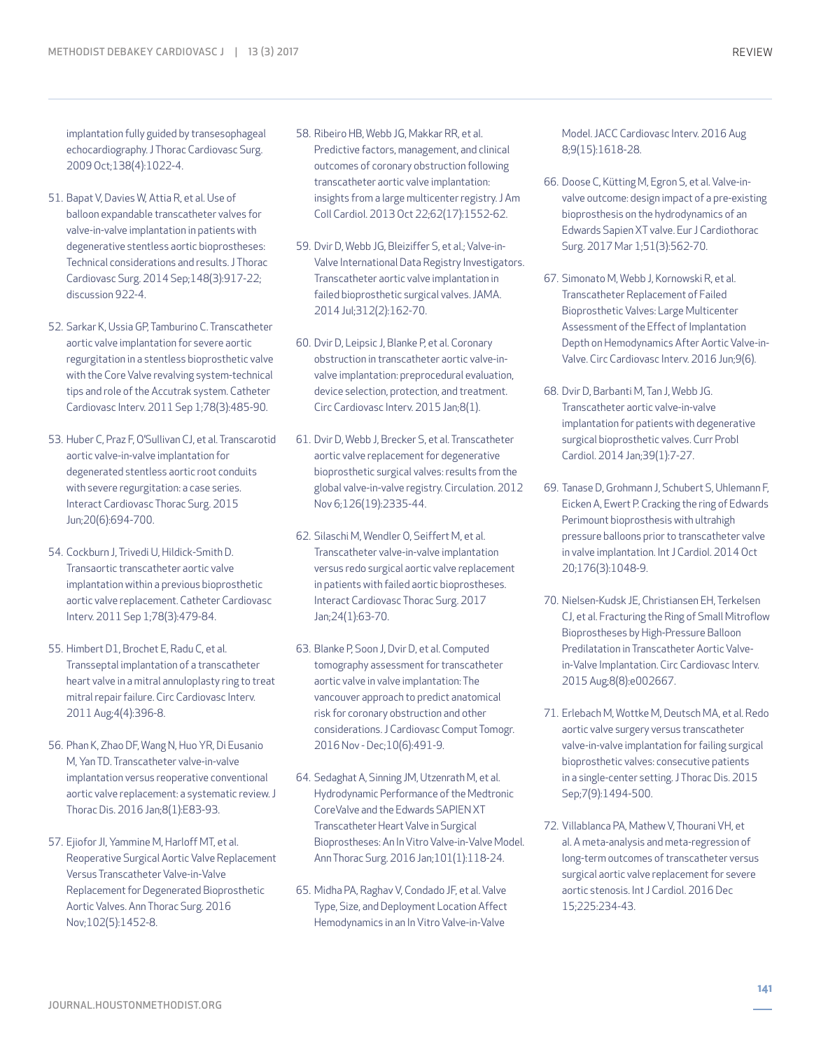implantation fully guided by transesophageal echocardiography. J Thorac Cardiovasc Surg. 2009 Oct;138(4):1022-4.

51. Bapat V, Davies W, Attia R, et al. Use of balloon expandable transcatheter valves for valve-in-valve implantation in patients with degenerative stentless aortic bioprostheses: Technical considerations and results. J Thorac Cardiovasc Surg. 2014 Sep;148(3):917-22; discussion 922-4.

52. Sarkar K, Ussia GP, Tamburino C. Transcatheter aortic valve implantation for severe aortic regurgitation in a stentless bioprosthetic valve with the Core Valve revalving system-technical tips and role of the Accutrak system. Catheter Cardiovasc Interv. 2011 Sep 1;78(3):485-90.

53. Huber C, Praz F, O'Sullivan CJ, et al. Transcarotid aortic valve-in-valve implantation for degenerated stentless aortic root conduits with severe regurgitation: a case series. Interact Cardiovasc Thorac Surg. 2015 Jun;20(6):694-700.

54. Cockburn J, Trivedi U, Hildick-Smith D. Transaortic transcatheter aortic valve implantation within a previous bioprosthetic aortic valve replacement. Catheter Cardiovasc Interv. 2011 Sep 1;78(3):479-84.

55. Himbert D1, Brochet E, Radu C, et al. Transseptal implantation of a transcatheter heart valve in a mitral annuloplasty ring to treat mitral repair failure. Circ Cardiovasc Interv. 2011 Aug;4(4):396-8.

56. Phan K, Zhao DF, Wang N, Huo YR, Di Eusanio M, Yan TD. Transcatheter valve-in-valve implantation versus reoperative conventional aortic valve replacement: a systematic review. J Thorac Dis. 2016 Jan;8(1):E83-93.

57. Ejiofor JI, Yammine M, Harloff MT, et al. Reoperative Surgical Aortic Valve Replacement Versus Transcatheter Valve-in-Valve Replacement for Degenerated Bioprosthetic Aortic Valves. Ann Thorac Surg. 2016 Nov;102(5):1452-8.

58. Ribeiro HB, Webb JG, Makkar RR, et al. Predictive factors, management, and clinical outcomes of coronary obstruction following transcatheter aortic valve implantation: insights from a large multicenter registry. J Am Coll Cardiol. 2013 Oct 22;62(17):1552-62.

59. Dvir D, Webb JG, Bleiziffer S, et al.; Valve-in-Valve International Data Registry Investigators. Transcatheter aortic valve implantation in failed bioprosthetic surgical valves. JAMA. 2014 Jul;312(2):162-70.

60. Dvir D, Leipsic J, Blanke P, et al. Coronary obstruction in transcatheter aortic valve-in-valve implantation: preprocedural evaluation, device selection, protection, and treatment. Circ Cardiovasc Interv. 2015 Jan;8(1).

61. Dvir D, Webb J, Brecker S, et al. Transcatheter aortic valve replacement for degenerative bioprosthetic surgical valves: results from the global valve-in-valve registry. Circulation. 2012 Nov 6;126(19):2335-44.

62. Silaschi M, Wendler O, Seiffert M, et al. Transcatheter valve-in-valve implantation versus redo surgical aortic valve replacement in patients with failed aortic bioprostheses. Interact Cardiovasc Thorac Surg. 2017 Jan;24(1):63-70.

63. Blanke P, Soon J, Dvir D, et al. Computed tomography assessment for transcatheter aortic valve in valve implantation: The vancouver approach to predict anatomical risk for coronary obstruction and other considerations. J Cardiovasc Comput Tomogr. 2016 Nov - Dec;10(6):491-9.

64. Sedaghat A, Sinning JM, Utzenrath M, et al. Hydrodynamic Performance of the Medtronic CoreValve and the Edwards SAPIEN XT Transcatheter Heart Valve in Surgical Bioprostheses: An In Vitro Valve-in-Valve Model. Ann Thorac Surg. 2016 Jan;101(1):118-24.

65. Midha PA, Raghav V, Condado JF, et al. Valve Type, Size, and Deployment Location Affect Hemodynamics in an In Vitro Valve-in-Valve Model. JACC Cardiovasc Interv. 2016 Aug 8;9(15):1618-28.

66. Doose C, Kütting M, Egron S, et al. Valve-in-valve outcome: design impact of a pre-existing bioprosthesis on the hydrodynamics of an Edwards Sapien XT valve. Eur J Cardiothorac Surg. 2017 Mar 1;51(3):562-70.

67. Simonato M, Webb J, Kornowski R, et al. Transcatheter Replacement of Failed Bioprosthetic Valves: Large Multicenter Assessment of the Effect of Implantation Depth on Hemodynamics After Aortic Valve-in-Valve. Circ Cardiovasc Interv. 2016 Jun;9(6).

68. Dvir D, Barbanti M, Tan J, Webb JG. Transcatheter aortic valve-in-valve implantation for patients with degenerative surgical bioprosthetic valves. Curr Probl Cardiol. 2014 Jan;39(1):7-27.

69. Tanase D, Grohmann J, Schubert S, Uhlemann F, Eicken A, Ewert P. Cracking the ring of Edwards Perimount bioprosthesis with ultrahigh pressure balloons prior to transcatheter valve in valve implantation. Int J Cardiol. 2014 Oct 20;176(3):1048-9.

70. Nielsen-Kudsk JE, Christiansen EH, Terkelsen CJ, et al. Fracturing the Ring of Small Mitroflow Bioprostheses by High-Pressure Balloon Predilatation in Transcatheter Aortic Valve-in-Valve Implantation. Circ Cardiovasc Interv. 2015 Aug;8(8):e002667.

71. Erlebach M, Wottke M, Deutsch MA, et al. Redo aortic valve surgery versus transcatheter valve-in-valve implantation for failing surgical bioprosthetic valves: consecutive patients in a single-center setting. J Thorac Dis. 2015 Sep;7(9):1494-500.

72. Villablanca PA, Mathew V, Thourani VH, et al. A meta-analysis and meta-regression of long-term outcomes of transcatheter versus surgical aortic valve replacement for severe aortic stenosis. Int J Cardiol. 2016 Dec 15;225:234-43.